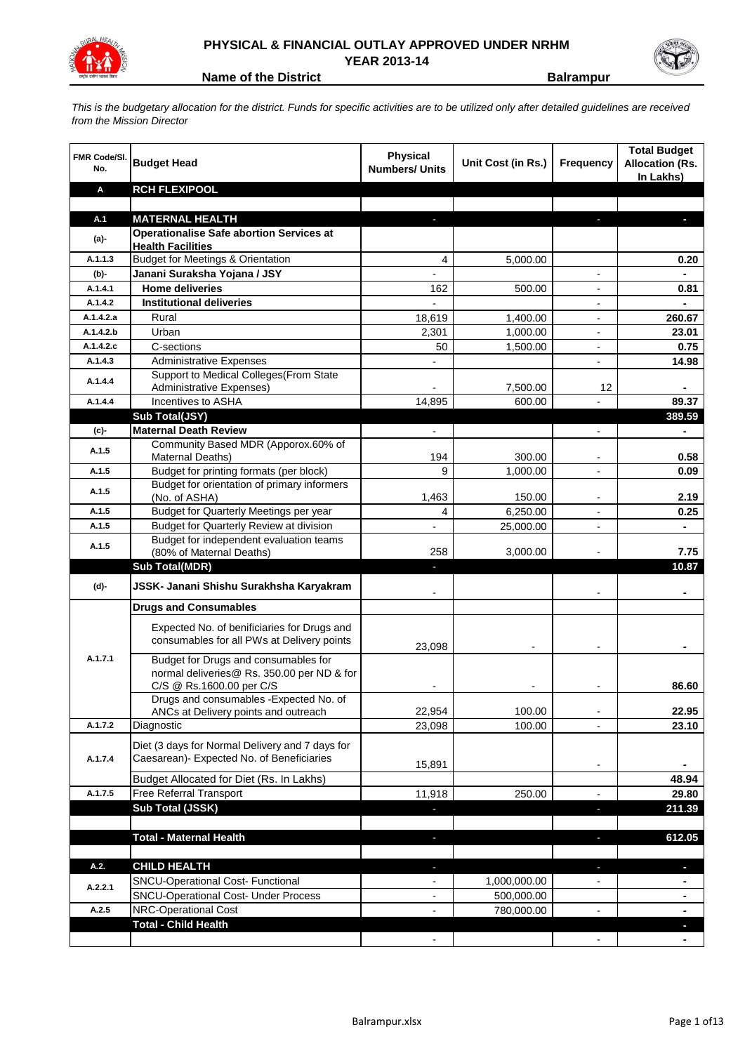# PHYSICAL & FINANCIAL OUTLAY APPROVED UNDER NRHM
## YEAR 2013-14

**Name of the District** **Balrampur**

*This is the budgetary allocation for the district. Funds for specific activities are to be utilized only after detailed guidelines are received from the Mission Director*

| FMR Code/Sl. No. | Budget Head | Physical Numbers/ Units | Unit Cost (in Rs.) | Frequency | Total Budget Allocation (Rs. In Lakhs) |
|---|---|---|---|---|---|
| **A** | **RCH FLEXIPOOL** | | | | |
| | | | | | |
| **A.1** | **MATERNAL HEALTH** | - | | - | - |
| (a)- | **Operationalise Safe abortion Services at Health Facilities** | | | | |
| A.1.1.3 | Budget for Meetings & Orientation | 4 | 5,000.00 | | 0.20 |
| (b)- | **Janani Suraksha Yojana / JSY** | - | | - | - |
| A.1.4.1 | **Home deliveries** | 162 | 500.00 | - | 0.81 |
| A.1.4.2 | **Institutional deliveries** | - | | - | - |
| A.1.4.2.a | Rural | 18,619 | 1,400.00 | - | 260.67 |
| A.1.4.2.b | Urban | 2,301 | 1,000.00 | - | 23.01 |
| A.1.4.2.c | C-sections | 50 | 1,500.00 | - | 0.75 |
| A.1.4.3 | Administrative Expenses | - | | - | 14.98 |
| A.1.4.4 | Support to Medical Colleges(From State Administrative Expenses) | - | 7,500.00 | 12 | - |
| A.1.4.4 | Incentives to ASHA | 14,895 | 600.00 | - | 89.37 |
| | **Sub Total(JSY)** | | | | **389.59** |
| (c)- | **Maternal Death Review** | - | | - | - |
| A.1.5 | Community Based MDR (Apporox.60% of Maternal Deaths) | 194 | 300.00 | - | 0.58 |
| A.1.5 | Budget for printing formats (per block) | 9 | 1,000.00 | - | 0.09 |
| A.1.5 | Budget for orientation of primary informers (No. of ASHA) | 1,463 | 150.00 | - | 2.19 |
| A.1.5 | Budget for Quarterly Meetings per year | 4 | 6,250.00 | - | 0.25 |
| A.1.5 | Budget for Quarterly Review at division | - | 25,000.00 | - | - |
| A.1.5 | Budget for independent evaluation teams (80% of Maternal Deaths) | 258 | 3,000.00 | - | 7.75 |
| | **Sub Total(MDR)** | - | | | **10.87** |
| (d)- | **JSSK- Janani Shishu Surakhsha Karyakram** | - | | - | - |
| | **Drugs and Consumables** | | | | |
| A.1.7.1 | Expected No. of benificiaries for Drugs and consumables for all PWs at Delivery points | 23,098 | - | - | - |
| | Budget for Drugs and consumables for normal deliveries@ Rs. 350.00 per ND & for C/S @ Rs.1600.00 per C/S | - | - | - | 86.60 |
| | Drugs and consumables -Expected No. of ANCs at Delivery points and outreach | 22,954 | 100.00 | - | 22.95 |
| A.1.7.2 | Diagnostic | 23,098 | 100.00 | - | 23.10 |
| A.1.7.4 | Diet (3 days for Normal Delivery and 7 days for Caesarean)- Expected No. of Beneficiaries | 15,891 | | - | - |
| | Budget Allocated for Diet (Rs. In Lakhs) | | | | 48.94 |
| A.1.7.5 | Free Referral Transport | 11,918 | 250.00 | - | 29.80 |
| | **Sub Total (JSSK)** | - | | - | **211.39** |
| | | | | | |
| | **Total - Maternal Health** | - | | - | **612.05** |
| | | | | | |
| **A.2.** | **CHILD HEALTH** | - | | - | - |
| A.2.2.1 | SNCU-Operational Cost- Functional | - | 1,000,000.00 | - | - |
| | SNCU-Operational Cost- Under Process | - | 500,000.00 | | - |
| A.2.5 | NRC-Operational Cost | - | 780,000.00 | - | - |
| | **Total - Child Health** | | | | - |
| | | - | | - | - |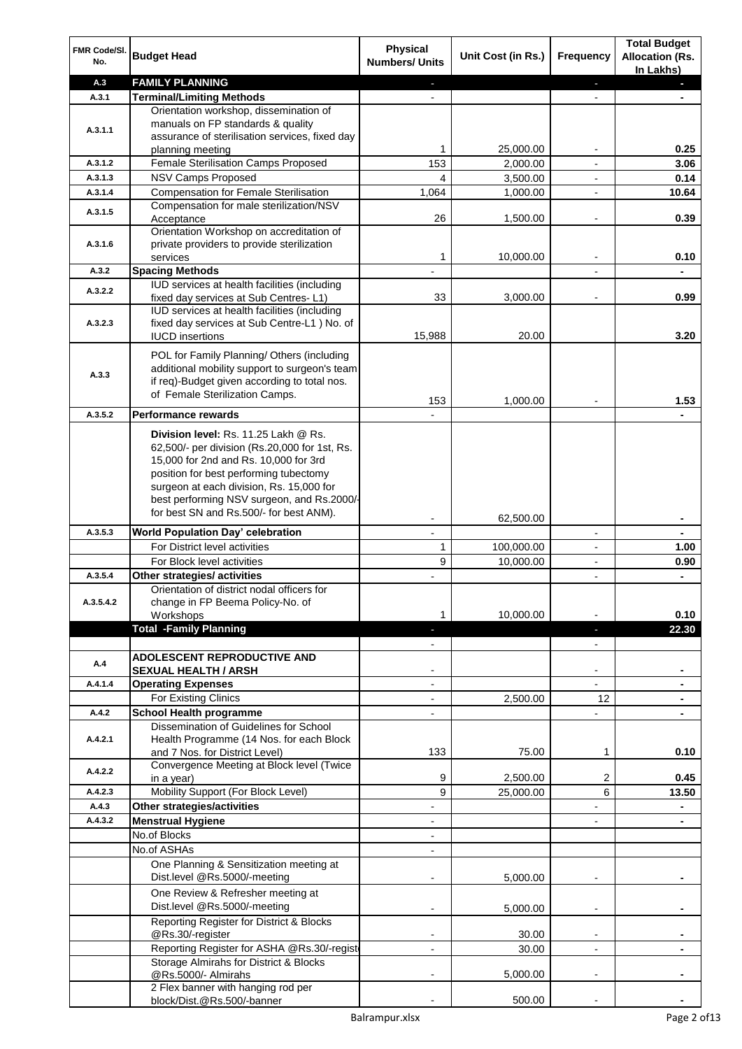| FMR Code/Sl. No. | Budget Head | Physical Numbers/ Units | Unit Cost (in Rs.) | Frequency | Total Budget Allocation (Rs. In Lakhs) |
|---|---|---|---|---|---|
| A.3 | **FAMILY PLANNING** | - | | - | - |
| A.3.1 | **Terminal/Limiting Methods** | - | | - | - |
| A.3.1.1 | Orientation workshop, dissemination of manuals on FP standards & quality assurance of sterilisation services, fixed day planning meeting | 1 | 25,000.00 | - | 0.25 |
| A.3.1.2 | Female Sterilisation Camps Proposed | 153 | 2,000.00 | - | 3.06 |
| A.3.1.3 | NSV Camps Proposed | 4 | 3,500.00 | - | 0.14 |
| A.3.1.4 | Compensation for Female Sterilisation | 1,064 | 1,000.00 | - | 10.64 |
| A.3.1.5 | Compensation for male sterilization/NSV Acceptance | 26 | 1,500.00 | - | 0.39 |
| A.3.1.6 | Orientation Workshop on accreditation of private providers to provide sterilization services | 1 | 10,000.00 | - | 0.10 |
| A.3.2 | **Spacing Methods** | - | | - | - |
| A.3.2.2 | IUD services at health facilities (including fixed day services at Sub Centres- L1) | 33 | 3,000.00 | - | 0.99 |
| A.3.2.3 | IUD services at health facilities (including fixed day services at Sub Centre-L1 ) No. of IUCD insertions | 15,988 | 20.00 | | 3.20 |
| A.3.3 | POL for Family Planning/ Others (including additional mobility support to surgeon's team if req)-Budget given according to total nos. of Female Sterilization Camps. | 153 | 1,000.00 | - | 1.53 |
| A.3.5.2 | **Performance rewards** | - | | | - |
| | **Division level:** Rs. 11.25 Lakh @ Rs. 62,500/- per division (Rs.20,000 for 1st, Rs. 15,000 for 2nd and Rs. 10,000 for 3rd position for best performing tubectomy surgeon at each division, Rs. 15,000 for best performing NSV surgeon, and Rs.2000/- for best SN and Rs.500/- for best ANM). | - | 62,500.00 | | - |
| A.3.5.3 | **World Population Day' celebration** | - | | - | - |
| | For District level activities | 1 | 100,000.00 | - | 1.00 |
| | For Block level activities | 9 | 10,000.00 | - | 0.90 |
| A.3.5.4 | **Other strategies/ activities** | - | | - | - |
| A.3.5.4.2 | Orientation of district nodal officers for change in FP Beema Policy-No. of Workshops | 1 | 10,000.00 | - | 0.10 |
| | **Total -Family Planning** | - | | - | **22.30** |
| | | - | | - | |
| A.4 | **ADOLESCENT REPRODUCTIVE AND SEXUAL HEALTH / ARSH** | - | | - | - |
| A.4.1.4 | **Operating Expenses** | - | | - | - |
| | For Existing Clinics | - | 2,500.00 | 12 | - |
| A.4.2 | **School Health programme** | - | | - | - |
| A.4.2.1 | Dissemination of Guidelines for School Health Programme (14 Nos. for each Block and 7 Nos. for District Level) | 133 | 75.00 | 1 | 0.10 |
| A.4.2.2 | Convergence Meeting at Block level (Twice in a year) | 9 | 2,500.00 | 2 | 0.45 |
| A.4.2.3 | Mobility Support (For Block Level) | 9 | 25,000.00 | 6 | 13.50 |
| A.4.3 | **Other strategies/activities** | - | | - | - |
| A.4.3.2 | **Menstrual Hygiene** | - | | - | - |
| | No.of Blocks | - | | | |
| | No.of ASHAs | - | | | |
| | One Planning & Sensitization meeting at Dist.level @Rs.5000/-meeting | - | 5,000.00 | - | - |
| | One Review & Refresher meeting at Dist.level @Rs.5000/-meeting | - | 5,000.00 | - | - |
| | Reporting Register for District & Blocks @Rs.30/-register | - | 30.00 | - | - |
| | Reporting Register for ASHA @Rs.30/-register | - | 30.00 | - | - |
| | Storage Almirahs for District & Blocks @Rs.5000/- Almirahs | - | 5,000.00 | - | - |
| | 2 Flex banner with hanging rod per block/Dist.@Rs.500/-banner | - | 500.00 | - | - |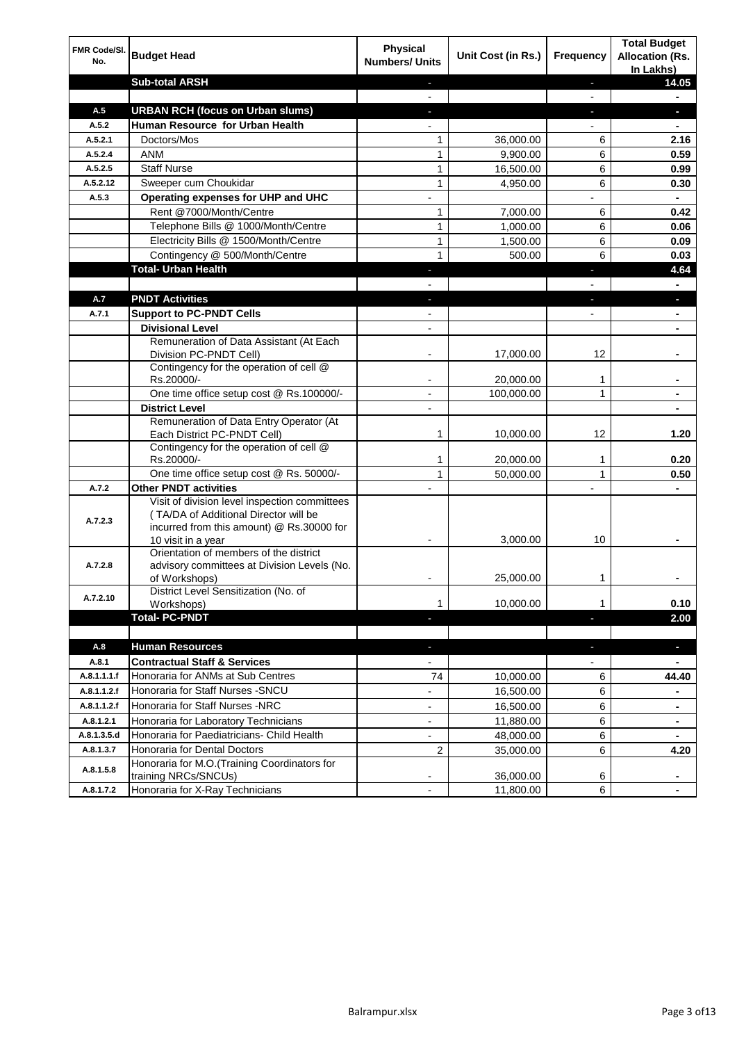| FMR Code/Sl. No. | Budget Head | Physical Numbers/ Units | Unit Cost (in Rs.) | Frequency | Total Budget Allocation (Rs. In Lakhs) |
|---|---|---|---|---|---|
| | **Sub-total ARSH** | - | | - | **14.05** |
| | | - | | - | **-** |
| **A.5** | **URBAN RCH (focus on Urban slums)** | - | | - | **-** |
| **A.5.2** | **Human Resource for Urban Health** | - | | - | **-** |
| A.5.2.1 | Doctors/Mos | 1 | 36,000.00 | 6 | **2.16** |
| A.5.2.4 | ANM | 1 | 9,900.00 | 6 | **0.59** |
| A.5.2.5 | Staff Nurse | 1 | 16,500.00 | 6 | **0.99** |
| A.5.2.12 | Sweeper cum Choukidar | 1 | 4,950.00 | 6 | **0.30** |
| **A.5.3** | **Operating expenses for UHP and UHC** | - | | - | **-** |
| | Rent @7000/Month/Centre | 1 | 7,000.00 | 6 | **0.42** |
| | Telephone Bills @ 1000/Month/Centre | 1 | 1,000.00 | 6 | **0.06** |
| | Electricity Bills @ 1500/Month/Centre | 1 | 1,500.00 | 6 | **0.09** |
| | Contingency @ 500/Month/Centre | 1 | 500.00 | 6 | **0.03** |
| | **Total- Urban Health** | - | | - | **4.64** |
| | | - | | - | **-** |
| **A.7** | **PNDT Activities** | - | | - | **-** |
| **A.7.1** | **Support to PC-PNDT Cells** | - | | - | **-** |
| | **Divisional Level** | - | | | **-** |
| | Remuneration of Data Assistant (At Each Division PC-PNDT Cell) | - | 17,000.00 | 12 | **-** |
| | Contingency for the operation of cell @ Rs.20000/- | - | 20,000.00 | 1 | **-** |
| | One time office setup cost @ Rs.100000/- | - | 100,000.00 | 1 | **-** |
| | **District Level** | - | | | **-** |
| | Remuneration of Data Entry Operator (At Each District PC-PNDT Cell) | 1 | 10,000.00 | 12 | **1.20** |
| | Contingency for the operation of cell @ Rs.20000/- | 1 | 20,000.00 | 1 | **0.20** |
| | One time office setup cost @ Rs. 50000/- | 1 | 50,000.00 | 1 | **0.50** |
| **A.7.2** | **Other PNDT activities** | - | | - | **-** |
| A.7.2.3 | Visit of division level inspection committees ( TA/DA of Additional Director will be incurred from this amount) @ Rs.30000 for 10 visit in a year | - | 3,000.00 | 10 | **-** |
| A.7.2.8 | Orientation of members of the district advisory committees at Division Levels (No. of Workshops) | - | 25,000.00 | 1 | **-** |
| A.7.2.10 | District Level Sensitization (No. of Workshops) | 1 | 10,000.00 | 1 | **0.10** |
| | **Total- PC-PNDT** | - | | - | **2.00** |
| | | | | | |
| **A.8** | **Human Resources** | - | | - | **-** |
| **A.8.1** | **Contractual Staff & Services** | - | | - | **-** |
| A.8.1.1.1.f | Honoraria for ANMs at Sub Centres | 74 | 10,000.00 | 6 | **44.40** |
| A.8.1.1.2.f | Honoraria for Staff Nurses -SNCU | - | 16,500.00 | 6 | **-** |
| A.8.1.1.2.f | Honoraria for Staff Nurses -NRC | - | 16,500.00 | 6 | **-** |
| A.8.1.2.1 | Honoraria for Laboratory Technicians | - | 11,880.00 | 6 | **-** |
| A.8.1.3.5.d | Honoraria for Paediatricians- Child Health | - | 48,000.00 | 6 | **-** |
| A.8.1.3.7 | Honoraria for Dental Doctors | 2 | 35,000.00 | 6 | **4.20** |
| A.8.1.5.8 | Honoraria for M.O.(Training Coordinators for training NRCs/SNCUs) | - | 36,000.00 | 6 | **-** |
| A.8.1.7.2 | Honoraria for X-Ray Technicians | - | 11,800.00 | 6 | **-** |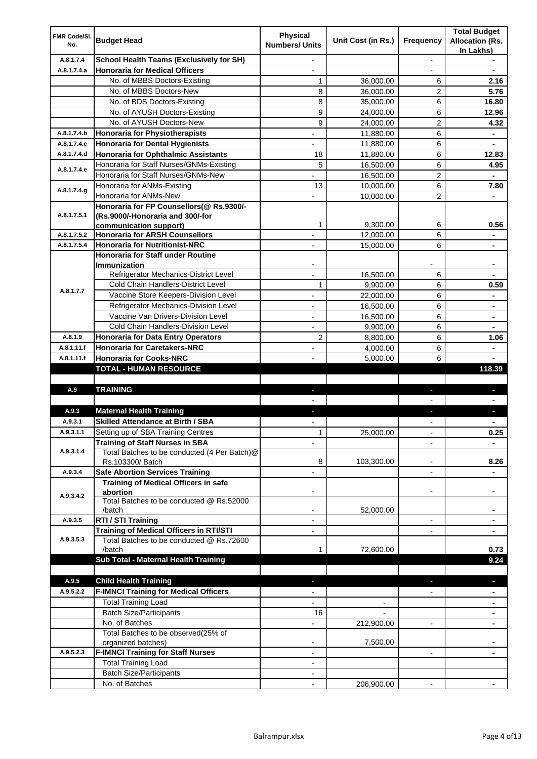| FMR Code/Sl. No. | Budget Head | Physical Numbers/ Units | Unit Cost (in Rs.) | Frequency | Total Budget Allocation (Rs. In Lakhs) |
|---|---|---|---|---|---|
| A.8.1.7.4 | **School Health Teams (Exclusively for SH)** | - | | - | - |
| A.8.1.7.4.a | **Honoraria for Medical Officers** | - | | - | - |
| | No. of MBBS Doctors-Existing | 1 | 36,000.00 | 6 | **2.16** |
| | No. of MBBS Doctors-New | 8 | 36,000.00 | 2 | **5.76** |
| | No. of BDS Doctors-Existing | 8 | 35,000.00 | 6 | **16.80** |
| | No. of AYUSH Doctors-Existing | 9 | 24,000.00 | 6 | **12.96** |
| | No. of AYUSH Doctors-New | 9 | 24,000.00 | 2 | **4.32** |
| A.8.1.7.4.b | **Honoraria for Physiotherapists** | - | 11,880.00 | 6 | - |
| A.8.1.7.4.c | **Honoraria for Dental Hygienists** | - | 11,880.00 | 6 | - |
| A.8.1.7.4.d | **Honoraria for Ophthalmic Assistants** | 18 | 11,880.00 | 6 | **12.83** |
| A.8.1.7.4.e | Honoraria for Staff Nurses/GNMs-Existing | 5 | 16,500.00 | 6 | **4.95** |
| | Honoraria for Staff Nurses/GNMs-New | - | 16,500.00 | 2 | - |
| A.8.1.7.4.g | Honoraria for ANMs-Existing | 13 | 10,000.00 | 6 | **7.80** |
| | Honoraria for ANMs-New | - | 10,000.00 | 2 | - |
| A.8.1.7.5.1 | **Honoraria for FP Counsellors(@ Rs.9300/- (Rs.9000/-Honoraria and 300/-for communication support)** | 1 | 9,300.00 | 6 | **0.56** |
| A.8.1.7.5.2 | **Honoraria for ARSH Counsellors** | - | 12,000.00 | 6 | - |
| A.8.1.7.5.4 | **Honoraria for Nutritionist-NRC** | - | 15,000.00 | 6 | - |
| A.8.1.7.7 | **Honoraria for Staff under Routine Immunization** | - | | - | - |
| | Refrigerator Mechanics-District Level | - | 16,500.00 | 6 | - |
| | Cold Chain Handlers-District Level | 1 | 9,900.00 | 6 | **0.59** |
| | Vaccine Store Keepers-Division Level | - | 22,000.00 | 6 | - |
| | Refrigerator Mechanics-Division Level | - | 16,500.00 | 6 | - |
| | Vaccine Van Drivers-Division Level | - | 16,500.00 | 6 | - |
| | Cold Chain Handlers-Division Level | - | 9,900.00 | 6 | - |
| A.8.1.9 | **Honoraria for Data Entry Operators** | 2 | 8,800.00 | 6 | **1.06** |
| A.8.1.11.f | **Honoraria for Caretakers-NRC** | - | 4,000.00 | 6 | - |
| A.8.1.11.f | **Honoraria for Cooks-NRC** | - | 5,000.00 | 6 | - |
| | **TOTAL - HUMAN RESOURCE** | | | | **118.39** |
| | | | | | |
| **A.9** | **TRAINING** | - | | - | - |
| | | - | | - | - |
| **A.9.3** | **Maternal Health Training** | - | | - | - |
| A.9.3.1 | **Skilled Attendance at Birth / SBA** | - | | - | - |
| A.9.3.1.1 | Setting up of SBA Training Centres | 1 | 25,000.00 | - | **0.25** |
| A.9.3.1.4 | **Training of Staff Nurses in SBA** | - | | - | - |
| | Total Batches to be conducted (4 Per Batch)@ Rs.103300/ Batch | 8 | 103,300.00 | - | **8.26** |
| A.9.3.4 | **Safe Abortion Services Training** | - | | - | - |
| A.9.3.4.2 | **Training of Medical Officers in safe abortion** | - | | - | - |
| | Total Batches to be conducted @ Rs.52000 /batch | - | 52,000.00 | | - |
| A.9.3.5 | **RTI / STI Training** | - | | - | - |
| A.9.3.5.3 | **Training of Medical Officers in RTI/STI** | - | | - | - |
| | Total Batches to be conducted @ Rs.72600 /batch | 1 | 72,600.00 | | **0.73** |
| | **Sub Total - Maternal Health Training** | | | | **9.24** |
| | | | | | |
| **A.9.5** | **Child Health Training** | - | | - | - |
| A.9.5.2.2 | **F-IMNCI Training for Medical Officers** | - | | - | - |
| | Total Training Load | - | - | | - |
| | Batch Size/Participants | 16 | - | | - |
| | No. of Batches | - | 212,900.00 | - | - |
| | Total Batches to be observed(25% of organized batches) | - | 7,500.00 | | - |
| A.9.5.2.3 | **F-IMNCI Training for Staff Nurses** | - | | - | - |
| | Total Training Load | - | | | |
| | Batch Size/Participants | - | | | |
| | No. of Batches | - | 206,900.00 | - | - |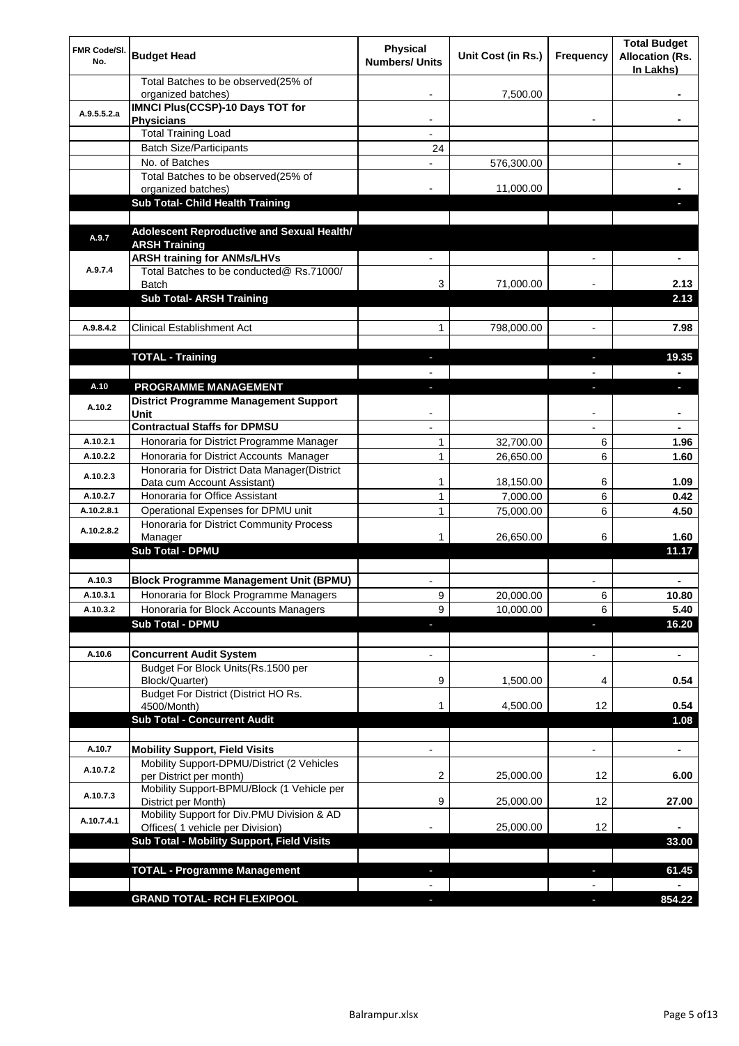| FMR Code/Sl. No. | Budget Head | Physical Numbers/ Units | Unit Cost (in Rs.) | Frequency | Total Budget Allocation (Rs. In Lakhs) |
|---|---|---|---|---|---|
| | Total Batches to be observed(25% of organized batches) | - | 7,500.00 | | - |
| A.9.5.5.2.a | **IMNCI Plus(CCSP)-10 Days TOT for Physicians** | - | | - | - |
| | Total Training Load | - | | | |
| | Batch Size/Participants | 24 | | | |
| | No. of Batches | - | 576,300.00 | | - |
| | Total Batches to be observed(25% of organized batches) | - | 11,000.00 | | - |
| | **Sub Total- Child Health Training** | | | | - |
| | | | | | |
| A.9.7 | **Adolescent Reproductive and Sexual Health/ ARSH Training** | | | | |
| A.9.7.4 | **ARSH training for ANMs/LHVs** | - | | - | - |
| | Total Batches to be conducted@ Rs.71000/ Batch | 3 | 71,000.00 | - | 2.13 |
| | **Sub Total- ARSH Training** | | | | **2.13** |
| | | | | | |
| A.9.8.4.2 | Clinical Establishment Act | 1 | 798,000.00 | - | 7.98 |
| | | | | | |
| | **TOTAL - Training** | - | | - | **19.35** |
| | | - | | - | - |
| A.10 | **PROGRAMME MANAGEMENT** | - | | - | - |
| A.10.2 | **District Programme Management Support Unit** | - | | - | - |
| | **Contractual Staffs for DPMSU** | - | | - | - |
| A.10.2.1 | Honoraria for District Programme Manager | 1 | 32,700.00 | 6 | 1.96 |
| A.10.2.2 | Honoraria for District Accounts Manager | 1 | 26,650.00 | 6 | 1.60 |
| A.10.2.3 | Honoraria for District Data Manager(District Data cum Account Assistant) | 1 | 18,150.00 | 6 | 1.09 |
| A.10.2.7 | Honoraria for Office Assistant | 1 | 7,000.00 | 6 | 0.42 |
| A.10.2.8.1 | Operational Expenses for DPMU unit | 1 | 75,000.00 | 6 | 4.50 |
| A.10.2.8.2 | Honoraria for District Community Process Manager | 1 | 26,650.00 | 6 | 1.60 |
| | **Sub Total - DPMU** | | | | **11.17** |
| | | | | | |
| A.10.3 | **Block Programme Management Unit (BPMU)** | - | | - | - |
| A.10.3.1 | Honoraria for Block Programme Managers | 9 | 20,000.00 | 6 | 10.80 |
| A.10.3.2 | Honoraria for Block Accounts Managers | 9 | 10,000.00 | 6 | 5.40 |
| | **Sub Total - DPMU** | - | | - | **16.20** |
| | | | | | |
| A.10.6 | **Concurrent Audit System** | - | | - | - |
| | Budget For Block Units(Rs.1500 per Block/Quarter) | 9 | 1,500.00 | 4 | 0.54 |
| | Budget For District (District HO Rs. 4500/Month) | 1 | 4,500.00 | 12 | 0.54 |
| | **Sub Total - Concurrent Audit** | | | | **1.08** |
| | | | | | |
| A.10.7 | **Mobility Support, Field Visits** | - | | - | - |
| A.10.7.2 | Mobility Support-DPMU/District (2 Vehicles per District per month) | 2 | 25,000.00 | 12 | 6.00 |
| A.10.7.3 | Mobility Support-BPMU/Block (1 Vehicle per District per Month) | 9 | 25,000.00 | 12 | 27.00 |
| A.10.7.4.1 | Mobility Support for Div.PMU Division & AD Offices( 1 vehicle per Division) | - | 25,000.00 | 12 | - |
| | **Sub Total - Mobility Support, Field Visits** | | | | **33.00** |
| | | | | | |
| | **TOTAL - Programme Management** | - | | - | **61.45** |
| | | - | | - | - |
| | **GRAND TOTAL- RCH FLEXIPOOL** | - | | - | **854.22** |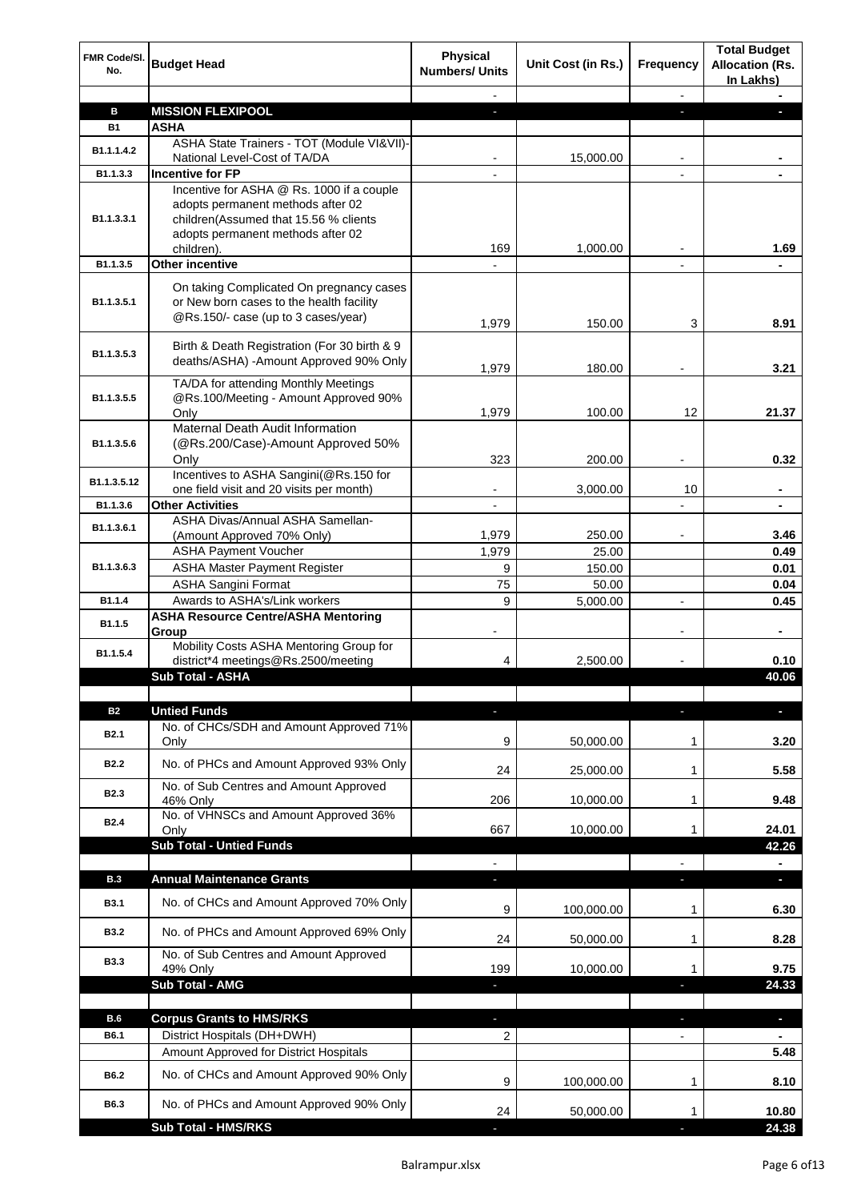| FMR Code/Sl. No. | Budget Head | Physical Numbers/ Units | Unit Cost (in Rs.) | Frequency | Total Budget Allocation (Rs. In Lakhs) |
|---|---|---|---|---|---|
| | | - | | - | - |
| **B** | **MISSION FLEXIPOOL** | - | | - | - |
| **B1** | **ASHA** | | | | |
| B1.1.1.4.2 | ASHA State Trainers - TOT (Module VI&VII)-National Level-Cost of TA/DA | - | 15,000.00 | - | - |
| B1.1.3.3 | **Incentive for FP** | - | | - | - |
| B1.1.3.3.1 | Incentive for ASHA @ Rs. 1000 if a couple adopts permanent methods after 02 children(Assumed that 15.56 % clients adopts permanent methods after 02 children). | 169 | 1,000.00 | - | 1.69 |
| B1.1.3.5 | **Other incentive** | - | | - | - |
| B1.1.3.5.1 | On taking Complicated On pregnancy cases or New born cases to the health facility @Rs.150/- case (up to 3 cases/year) | 1,979 | 150.00 | 3 | 8.91 |
| B1.1.3.5.3 | Birth & Death Registration (For 30 birth & 9 deaths/ASHA) -Amount Approved 90% Only | 1,979 | 180.00 | - | 3.21 |
| B1.1.3.5.5 | TA/DA for attending Monthly Meetings @Rs.100/Meeting - Amount Approved 90% Only | 1,979 | 100.00 | 12 | 21.37 |
| B1.1.3.5.6 | Maternal Death Audit Information (@Rs.200/Case)-Amount Approved 50% Only | 323 | 200.00 | - | 0.32 |
| B1.1.3.5.12 | Incentives to ASHA Sangini(@Rs.150 for one field visit and 20 visits per month) | - | 3,000.00 | 10 | - |
| B1.1.3.6 | **Other Activities** | - | | - | - |
| B1.1.3.6.1 | ASHA Divas/Annual ASHA Samellan- (Amount Approved 70% Only) | 1,979 | 250.00 | - | 3.46 |
| B1.1.3.6.3 | ASHA Payment Voucher | 1,979 | 25.00 | | 0.49 |
| | ASHA Master Payment Register | 9 | 150.00 | | 0.01 |
| | ASHA Sangini Format | 75 | 50.00 | | 0.04 |
| B1.1.4 | Awards to ASHA's/Link workers | 9 | 5,000.00 | - | 0.45 |
| B1.1.5 | **ASHA Resource Centre/ASHA Mentoring Group** | - | | - | - |
| B1.1.5.4 | Mobility Costs ASHA Mentoring Group for district*4 meetings@Rs.2500/meeting | 4 | 2,500.00 | - | 0.10 |
| | **Sub Total - ASHA** | | | | **40.06** |
| | | | | | |
| **B2** | **Untied Funds** | - | | - | - |
| B2.1 | No. of CHCs/SDH and Amount Approved 71% Only | 9 | 50,000.00 | 1 | 3.20 |
| B2.2 | No. of PHCs and Amount Approved 93% Only | 24 | 25,000.00 | 1 | 5.58 |
| B2.3 | No. of Sub Centres and Amount Approved 46% Only | 206 | 10,000.00 | 1 | 9.48 |
| B2.4 | No. of VHNSCs and Amount Approved 36% Only | 667 | 10,000.00 | 1 | 24.01 |
| | **Sub Total - Untied Funds** | | | | **42.26** |
| | | - | | - | - |
| **B.3** | **Annual Maintenance Grants** | - | | - | - |
| B3.1 | No. of CHCs and Amount Approved 70% Only | 9 | 100,000.00 | 1 | 6.30 |
| B3.2 | No. of PHCs and Amount Approved 69% Only | 24 | 50,000.00 | 1 | 8.28 |
| B3.3 | No. of Sub Centres and Amount Approved 49% Only | 199 | 10,000.00 | 1 | 9.75 |
| | **Sub Total - AMG** | - | | - | **24.33** |
| | | | | | |
| **B.6** | **Corpus Grants to HMS/RKS** | - | | - | - |
| B6.1 | District Hospitals (DH+DWH) | 2 | | - | - |
| | Amount Approved for District Hospitals | | | | 5.48 |
| B6.2 | No. of CHCs and Amount Approved 90% Only | 9 | 100,000.00 | 1 | 8.10 |
| B6.3 | No. of PHCs and Amount Approved 90% Only | 24 | 50,000.00 | 1 | 10.80 |
| | **Sub Total - HMS/RKS** | - | | - | **24.38** |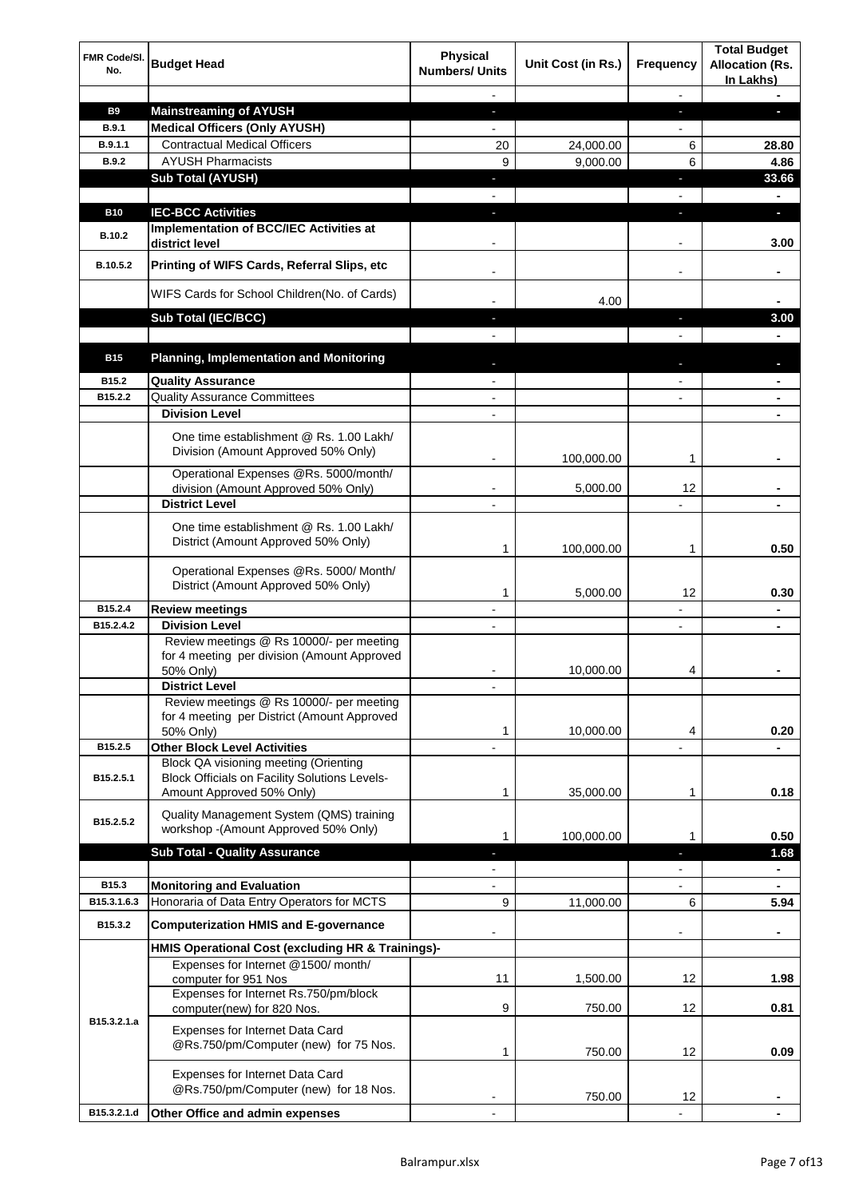| FMR Code/Sl. No. | Budget Head | Physical Numbers/ Units | Unit Cost (in Rs.) | Frequency | Total Budget Allocation (Rs. In Lakhs) |
|---|---|---|---|---|---|
| | | - | | - | - |
| B9 | **Mainstreaming of AYUSH** | - | | - | - |
| B.9.1 | **Medical Officers (Only AYUSH)** | - | | - | |
| B.9.1.1 | Contractual Medical Officers | 20 | 24,000.00 | 6 | **28.80** |
| B.9.2 | AYUSH Pharmacists | 9 | 9,000.00 | 6 | **4.86** |
| | **Sub Total (AYUSH)** | - | | - | **33.66** |
| | | - | | - | - |
| B10 | **IEC-BCC Activities** | - | | - | - |
| B.10.2 | **Implementation of BCC/IEC Activities at district level** | - | | - | **3.00** |
| B.10.5.2 | **Printing of WIFS Cards, Referral Slips, etc** | - | | - | - |
| | WIFS Cards for School Children(No. of Cards) | - | 4.00 | | - |
| | **Sub Total (IEC/BCC)** | - | | - | **3.00** |
| | | - | | - | - |
| B15 | **Planning, Implementation and Monitoring** | - | | - | - |
| B15.2 | **Quality Assurance** | - | | - | - |
| B15.2.2 | Quality Assurance Committees | - | | - | - |
| | **Division Level** | - | | | - |
| | One time establishment @ Rs. 1.00 Lakh/ Division (Amount Approved 50% Only) | - | 100,000.00 | 1 | - |
| | Operational Expenses @Rs. 5000/month/ division (Amount Approved 50% Only) | - | 5,000.00 | 12 | - |
| | **District Level** | - | | - | - |
| | One time establishment @ Rs. 1.00 Lakh/ District (Amount Approved 50% Only) | 1 | 100,000.00 | 1 | **0.50** |
| | Operational Expenses @Rs. 5000/ Month/ District (Amount Approved 50% Only) | 1 | 5,000.00 | 12 | **0.30** |
| B15.2.4 | **Review meetings** | - | | - | - |
| B15.2.4.2 | **Division Level** | - | | - | - |
| | Review meetings @ Rs 10000/- per meeting for 4 meeting per division (Amount Approved 50% Only) | - | 10,000.00 | 4 | - |
| | **District Level** | - | | | |
| | Review meetings @ Rs 10000/- per meeting for 4 meeting per District (Amount Approved 50% Only) | 1 | 10,000.00 | 4 | **0.20** |
| B15.2.5 | **Other Block Level Activities** | - | | - | - |
| B15.2.5.1 | Block QA visioning meeting (Orienting Block Officials on Facility Solutions Levels-Amount Approved 50% Only) | 1 | 35,000.00 | 1 | **0.18** |
| B15.2.5.2 | Quality Management System (QMS) training workshop -(Amount Approved 50% Only) | 1 | 100,000.00 | 1 | **0.50** |
| | **Sub Total - Quality Assurance** | - | | - | **1.68** |
| | | - | | - | - |
| B15.3 | **Monitoring and Evaluation** | - | | - | - |
| B15.3.1.6.3 | Honoraria of Data Entry Operators for MCTS | 9 | 11,000.00 | 6 | **5.94** |
| B15.3.2 | **Computerization HMIS and E-governance** | - | | - | - |
| | **HMIS Operational Cost (excluding HR & Trainings)-** | | | | |
| B15.3.2.1.a | Expenses for Internet @1500/ month/ computer for 951 Nos | 11 | 1,500.00 | 12 | **1.98** |
| | Expenses for Internet Rs.750/pm/block computer(new) for 820 Nos. | 9 | 750.00 | 12 | **0.81** |
| | Expenses for Internet Data Card @Rs.750/pm/Computer (new) for 75 Nos. | 1 | 750.00 | 12 | **0.09** |
| | Expenses for Internet Data Card @Rs.750/pm/Computer (new) for 18 Nos. | - | 750.00 | 12 | - |
| B15.3.2.1.d | **Other Office and admin expenses** | - | | - | - |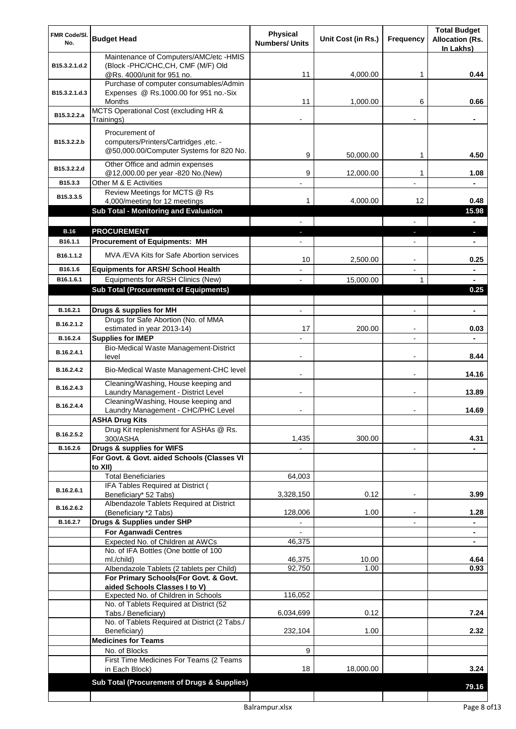| FMR Code/Sl. No. | Budget Head | Physical Numbers/ Units | Unit Cost (in Rs.) | Frequency | Total Budget Allocation (Rs. In Lakhs) |
|---|---|---|---|---|---|
| B15.3.2.1.d.2 | Maintenance of Computers/AMC/etc -HMIS (Block -PHC/CHC,CH, CMF (M/F) Old @Rs. 4000/unit for 951 no. | 11 | 4,000.00 | 1 | 0.44 |
| B15.3.2.1.d.3 | Purchase of computer consumables/Admin Expenses @ Rs.1000.00 for 951 no.-Six Months | 11 | 1,000.00 | 6 | 0.66 |
| B15.3.2.2.a | MCTS Operational Cost (excluding HR & Trainings) | - | | - | - |
| B15.3.2.2.b | Procurement of computers/Printers/Cartridges ,etc. - @50,000.00/Computer Systems for 820 No. | 9 | 50,000.00 | 1 | 4.50 |
| B15.3.2.2.d | Other Office and admin expenses @12,000.00 per year -820 No.(New) | 9 | 12,000.00 | 1 | 1.08 |
| B15.3.3 | Other M & E Activities | - | | - | - |
| B15.3.3.5 | Review Meetings for MCTS @ Rs 4,000/meeting for 12 meetings | 1 | 4,000.00 | 12 | 0.48 |
| | **Sub Total - Monitoring and Evaluation** | | | | **15.98** |
| | | - | | - | - |
| **B.16** | **PROCUREMENT** | - | | - | - |
| B16.1.1 | **Procurement of Equipments: MH** | - | | - | - |
| B16.1.1.2 | MVA /EVA Kits for Safe Abortion services | 10 | 2,500.00 | - | 0.25 |
| B16.1.6 | **Equipments for ARSH/ School Health** | - | | - | - |
| B16.1.6.1 | Equipments for ARSH Clinics (New) | - | 15,000.00 | 1 | - |
| | **Sub Total (Procurement of Equipments)** | | | | **0.25** |
| | | | | | |
| B.16.2.1 | **Drugs & supplies for MH** | - | | - | - |
| B.16.2.1.2 | Drugs for Safe Abortion (No. of MMA estimated in year 2013-14) | 17 | 200.00 | - | 0.03 |
| B.16.2.4 | **Supplies for IMEP** | - | | - | - |
| B.16.2.4.1 | Bio-Medical Waste Management-District level | - | | - | 8.44 |
| B.16.2.4.2 | Bio-Medical Waste Management-CHC level | - | | - | 14.16 |
| B.16.2.4.3 | Cleaning/Washing, House keeping and Laundry Management - District Level | - | | - | 13.89 |
| B.16.2.4.4 | Cleaning/Washing, House keeping and Laundry Management - CHC/PHC Level | - | | - | 14.69 |
| | **ASHA Drug Kits** | | | | |
| B.16.2.5.2 | Drug Kit replenishment for ASHAs @ Rs. 300/ASHA | 1,435 | 300.00 | | 4.31 |
| B.16.2.6 | **Drugs & supplies for WIFS** | - | | - | - |
| | **For Govt. & Govt. aided Schools (Classes VI to XII)** | | | | |
| | Total Beneficiaries | 64,003 | | | |
| B.16.2.6.1 | IFA Tables Required at District ( Beneficiary* 52 Tabs) | 3,328,150 | 0.12 | - | 3.99 |
| B.16.2.6.2 | Albendazole Tablets Required at District (Beneficiary *2 Tabs) | 128,006 | 1.00 | - | 1.28 |
| B.16.2.7 | **Drugs & Supplies under SHP** | - | | - | - |
| | **For Aganwadi Centres** | - | | | - |
| | Expected No. of Children at AWCs | 46,375 | | | - |
| | No. of IFA Bottles (One bottle of 100 ml./child) | 46,375 | 10.00 | | 4.64 |
| | Albendazole Tablets (2 tablets per Child) | 92,750 | 1.00 | | 0.93 |
| | **For Primary Schools(For Govt. & Govt. aided Schools Classes I to V)** | | | | |
| | Expected No. of Children in Schools | 116,052 | | | |
| | No. of Tablets Required at District (52 Tabs./ Beneficiary) | 6,034,699 | 0.12 | | 7.24 |
| | No. of Tablets Required at District (2 Tabs./ Beneficiary) | 232,104 | 1.00 | | 2.32 |
| | **Medicines for Teams** | | | | |
| | No. of Blocks | 9 | | | |
| | First Time Medicines For Teams (2 Teams in Each Block) | 18 | 18,000.00 | | 3.24 |
| | **Sub Total (Procurement of Drugs & Supplies)** | | | | **79.16** |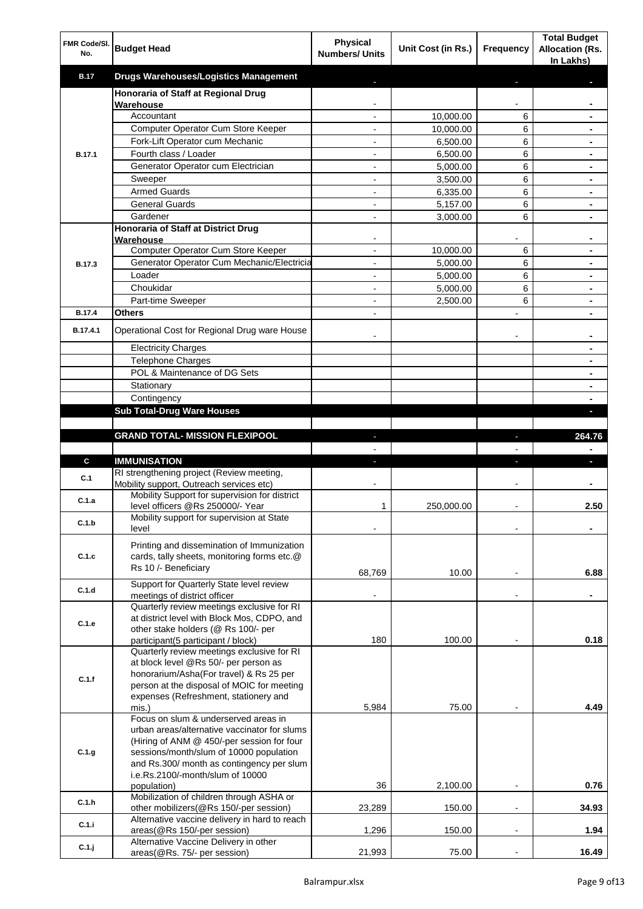| FMR Code/Sl. No. | Budget Head | Physical Numbers/ Units | Unit Cost (in Rs.) | Frequency | Total Budget Allocation (Rs. In Lakhs) |
|---|---|---|---|---|---|
| B.17 | **Drugs Warehouses/Logistics Management** | - | | - | - |
| B.17.1 | **Honoraria of Staff at Regional Drug Warehouse** | - | | - | - |
| | Accountant | - | 10,000.00 | 6 | - |
| | Computer Operator Cum Store Keeper | - | 10,000.00 | 6 | - |
| | Fork-Lift Operator cum Mechanic | - | 6,500.00 | 6 | - |
| | Fourth class / Loader | - | 6,500.00 | 6 | - |
| | Generator Operator cum Electrician | - | 5,000.00 | 6 | - |
| | Sweeper | - | 3,500.00 | 6 | - |
| | Armed Guards | - | 6,335.00 | 6 | - |
| | General Guards | - | 5,157.00 | 6 | - |
| | Gardener | - | 3,000.00 | 6 | - |
| B.17.3 | **Honoraria of Staff at District Drug Warehouse** | - | | - | - |
| | Computer Operator Cum Store Keeper | - | 10,000.00 | 6 | - |
| | Generator Operator Cum Mechanic/Electricia | - | 5,000.00 | 6 | - |
| | Loader | - | 5,000.00 | 6 | - |
| | Choukidar | - | 5,000.00 | 6 | - |
| | Part-time Sweeper | - | 2,500.00 | 6 | - |
| B.17.4 | **Others** | - | | - | - |
| B.17.4.1 | Operational Cost for Regional Drug ware House | - | | - | - |
| | Electricity Charges | | | | - |
| | Telephone Charges | | | | - |
| | POL & Maintenance of DG Sets | | | | - |
| | Stationary | | | | - |
| | Contingency | | | | - |
| | **Sub Total-Drug Ware Houses** | | | | - |
| | | | | | |
| | **GRAND TOTAL- MISSION FLEXIPOOL** | - | | - | **264.76** |
| | | - | | - | - |
| C | **IMMUNISATION** | - | | - | - |
| C.1 | RI strengthening project (Review meeting, Mobility support, Outreach services etc) | - | | - | - |
| C.1.a | Mobility Support for supervision for district level officers @Rs 250000/- Year | 1 | 250,000.00 | - | 2.50 |
| C.1.b | Mobility support for supervision at State level | - | | - | - |
| C.1.c | Printing and dissemination of Immunization cards, tally sheets, monitoring forms etc.@ Rs 10 /- Beneficiary | 68,769 | 10.00 | - | 6.88 |
| C.1.d | Support for Quarterly State level review meetings of district officer | - | | - | - |
| C.1.e | Quarterly review meetings exclusive for RI at district level with Block Mos, CDPO, and other stake holders (@ Rs 100/- per participant(5 participant / block) | 180 | 100.00 | - | 0.18 |
| C.1.f | Quarterly review meetings exclusive for RI at block level @Rs 50/- per person as honorarium/Asha(For travel) & Rs 25 per person at the disposal of MOIC for meeting expenses (Refreshment, stationery and mis.) | 5,984 | 75.00 | - | 4.49 |
| C.1.g | Focus on slum & underserved areas in urban areas/alternative vaccinator for slums (Hiring of ANM @ 450/-per session for four sessions/month/slum of 10000 population and Rs.300/ month as contingency per slum i.e.Rs.2100/-month/slum of 10000 population) | 36 | 2,100.00 | - | 0.76 |
| C.1.h | Mobilization of children through ASHA or other mobilizers(@Rs 150/-per session) | 23,289 | 150.00 | - | 34.93 |
| C.1.i | Alternative vaccine delivery in hard to reach areas(@Rs 150/-per session) | 1,296 | 150.00 | - | 1.94 |
| C.1.j | Alternative Vaccine Delivery in other areas(@Rs. 75/- per session) | 21,993 | 75.00 | - | 16.49 |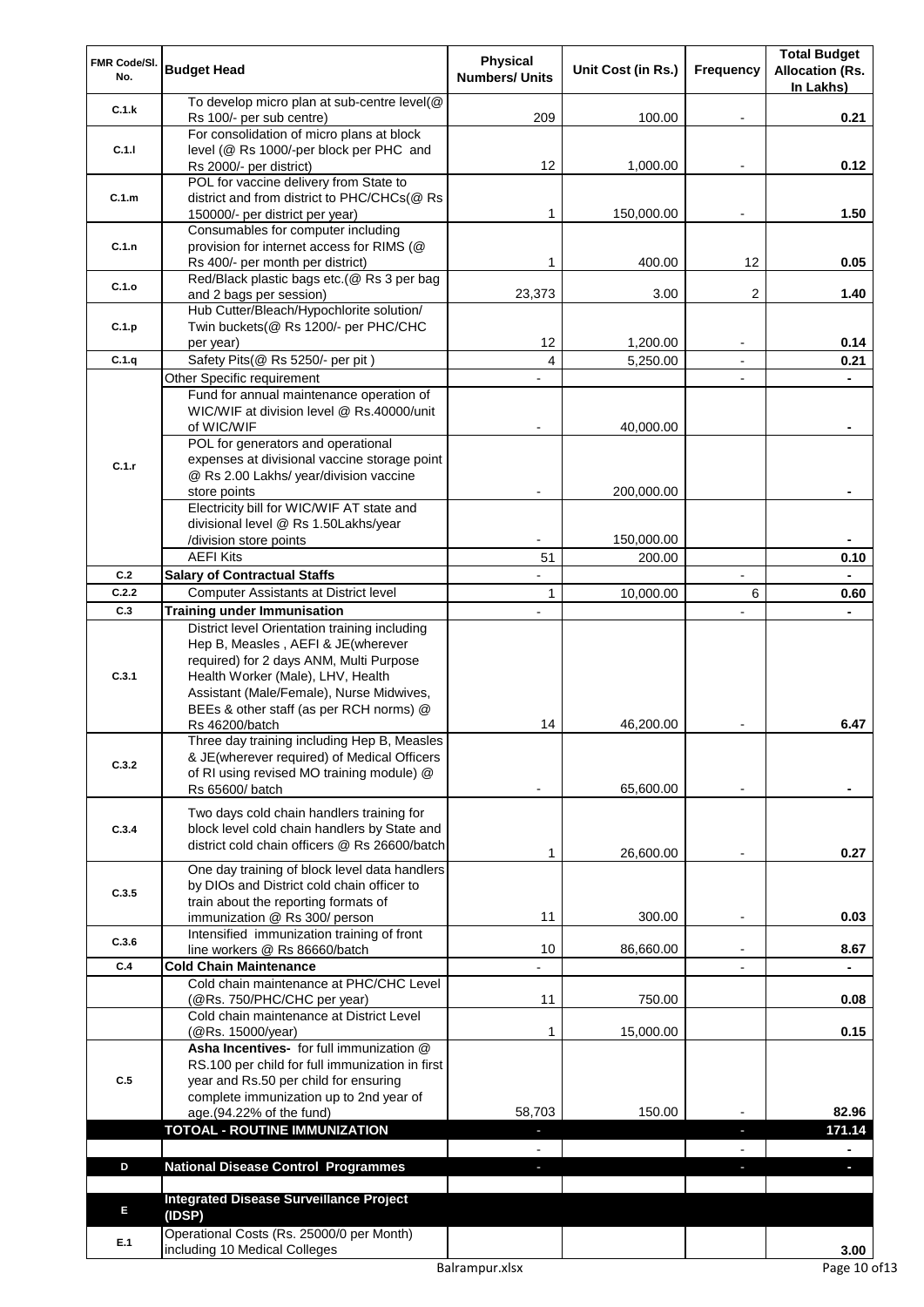| FMR Code/Sl. No. | Budget Head | Physical Numbers/ Units | Unit Cost (in Rs.) | Frequency | Total Budget Allocation (Rs. In Lakhs) |
|---|---|---|---|---|---|
| C.1.k | To develop micro plan at sub-centre level(@ Rs 100/- per sub centre) | 209 | 100.00 | - | 0.21 |
| C.1.l | For consolidation of micro plans at block level (@ Rs 1000/-per block per PHC and Rs 2000/- per district) | 12 | 1,000.00 | - | 0.12 |
| C.1.m | POL for vaccine delivery from State to district and from district to PHC/CHCs(@ Rs 150000/- per district per year) | 1 | 150,000.00 | - | 1.50 |
| C.1.n | Consumables for computer including provision for internet access for RIMS (@ Rs 400/- per month per district) | 1 | 400.00 | 12 | 0.05 |
| C.1.o | Red/Black plastic bags etc.(@ Rs 3 per bag and 2 bags per session) | 23,373 | 3.00 | 2 | 1.40 |
| C.1.p | Hub Cutter/Bleach/Hypochlorite solution/ Twin buckets(@ Rs 1200/- per PHC/CHC per year) | 12 | 1,200.00 | - | 0.14 |
| C.1.q | Safety Pits(@ Rs 5250/- per pit ) | 4 | 5,250.00 | - | 0.21 |
| C.1.r | Other Specific requirement | - | | - | - |
| | Fund for annual maintenance operation of WIC/WIF at division level @ Rs.40000/unit of WIC/WIF | - | 40,000.00 | | - |
| | POL for generators and operational expenses at divisional vaccine storage point @ Rs 2.00 Lakhs/ year/division vaccine store points | - | 200,000.00 | | - |
| | Electricity bill for WIC/WIF AT state and divisional level @ Rs 1.50Lakhs/year /division store points | - | 150,000.00 | | - |
| | AEFI Kits | 51 | 200.00 | | 0.10 |
| C.2 | **Salary of Contractual Staffs** | - | | - | - |
| C.2.2 | Computer Assistants at District level | 1 | 10,000.00 | 6 | 0.60 |
| C.3 | **Training under Immunisation** | - | | - | - |
| C.3.1 | District level Orientation training including Hep B, Measles , AEFI & JE(wherever required) for 2 days ANM, Multi Purpose Health Worker (Male), LHV, Health Assistant (Male/Female), Nurse Midwives, BEEs & other staff (as per RCH norms) @ Rs 46200/batch | 14 | 46,200.00 | - | 6.47 |
| C.3.2 | Three day training including Hep B, Measles & JE(wherever required) of Medical Officers of RI using revised MO training module) @ Rs 65600/ batch | - | 65,600.00 | - | - |
| C.3.4 | Two days cold chain handlers training for block level cold chain handlers by State and district cold chain officers @ Rs 26600/batch | 1 | 26,600.00 | - | 0.27 |
| C.3.5 | One day training of block level data handlers by DIOs and District cold chain officer to train about the reporting formats of immunization @ Rs 300/ person | 11 | 300.00 | - | 0.03 |
| C.3.6 | Intensified immunization training of front line workers @ Rs 86660/batch | 10 | 86,660.00 | - | 8.67 |
| C.4 | **Cold Chain Maintenance** | - | | - | - |
| | Cold chain maintenance at PHC/CHC Level (@Rs. 750/PHC/CHC per year) | 11 | 750.00 | | 0.08 |
| | Cold chain maintenance at District Level (@Rs. 15000/year) | 1 | 15,000.00 | | 0.15 |
| C.5 | **Asha Incentives-** for full immunization @ RS.100 per child for full immunization in first year and Rs.50 per child for ensuring complete immunization up to 2nd year of age.(94.22% of the fund) | 58,703 | 150.00 | - | 82.96 |
| | **TOTOAL - ROUTINE IMMUNIZATION** | - | | - | **171.14** |
| | | - | | - | - |
| D | **National Disease Control Programmes** | - | | - | - |
| | | | | | |
| E | **Integrated Disease Surveillance Project (IDSP)** | | | | |
| E.1 | Operational Costs (Rs. 25000/0 per Month) including 10 Medical Colleges | | | | 3.00 |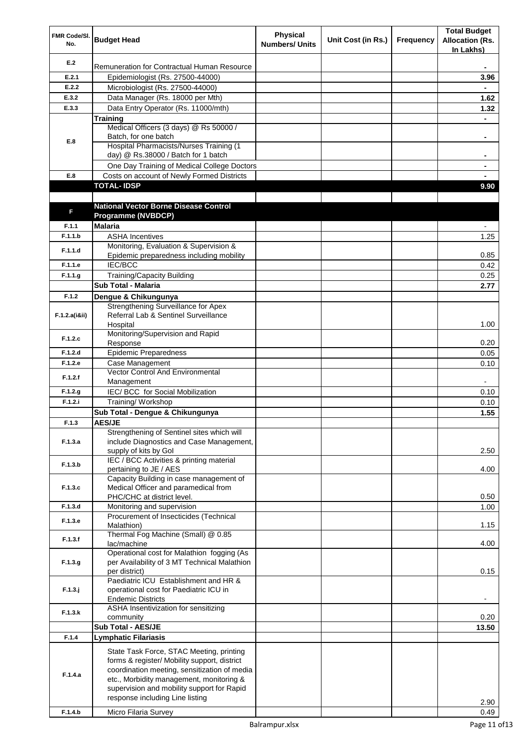| FMR Code/Sl. No. | Budget Head | Physical Numbers/ Units | Unit Cost (in Rs.) | Frequency | Total Budget Allocation (Rs. In Lakhs) |
|---|---|---|---|---|---|
| E.2 | Remuneration for Contractual Human Resource | | | | - |
| E.2.1 | Epidemiologist (Rs. 27500-44000) | | | | 3.96 |
| E.2.2 | Microbiologist (Rs. 27500-44000) | | | | - |
| E.3.2 | Data Manager (Rs. 18000 per Mth) | | | | 1.62 |
| E.3.3 | Data Entry Operator (Rs. 11000/mth) | | | | 1.32 |
| | **Training** | | | | - |
| E.8 | Medical Officers (3 days) @ Rs 50000 / Batch, for one batch | | | | - |
| | Hospital Pharmacists/Nurses Training (1 day) @ Rs.38000 / Batch for 1 batch | | | | - |
| | One Day Training of Medical College Doctors | | | | - |
| E.8 | Costs on account of Newly Formed Districts | | | | - |
| | **TOTAL- IDSP** | | | | **9.90** |
| | | | | | |
| F | **National Vector Borne Disease Control Programme (NVBDCP)** | | | | |
| F.1.1 | **Malaria** | | | | - |
| F.1.1.b | ASHA Incentives | | | | 1.25 |
| F.1.1.d | Monitoring, Evaluation & Supervision & Epidemic preparedness including mobility | | | | 0.85 |
| F.1.1.e | IEC/BCC | | | | 0.42 |
| F.1.1.g | Training/Capacity Building | | | | 0.25 |
| | **Sub Total - Malaria** | | | | **2.77** |
| F.1.2 | **Dengue & Chikungunya** | | | | |
| F.1.2.a(i&ii) | Strengthening Surveillance for Apex Referral Lab & Sentinel Surveillance Hospital | | | | 1.00 |
| F.1.2.c | Monitoring/Supervision and Rapid Response | | | | 0.20 |
| F.1.2.d | Epidemic Preparedness | | | | 0.05 |
| F.1.2.e | Case Management | | | | 0.10 |
| F.1.2.f | Vector Control And Environmental Management | | | | - |
| F.1.2.g | IEC/ BCC for Social Mobilization | | | | 0.10 |
| F.1.2.i | Training/ Workshop | | | | 0.10 |
| | **Sub Total - Dengue & Chikungunya** | | | | **1.55** |
| F.1.3 | **AES/JE** | | | | |
| F.1.3.a | Strengthening of Sentinel sites which will include Diagnostics and Case Management, supply of kits by GoI | | | | 2.50 |
| F.1.3.b | IEC / BCC Activities & printing material pertaining to JE / AES | | | | 4.00 |
| F.1.3.c | Capacity Building in case management of Medical Officer and paramedical from PHC/CHC at district level. | | | | 0.50 |
| F.1.3.d | Monitoring and supervision | | | | 1.00 |
| F.1.3.e | Procurement of Insecticides (Technical Malathion) | | | | 1.15 |
| F.1.3.f | Thermal Fog Machine (Small) @ 0.85 lac/machine | | | | 4.00 |
| F.1.3.g | Operational cost for Malathion fogging (As per Availability of 3 MT Technical Malathion per district) | | | | 0.15 |
| F.1.3.j | Paediatric ICU Establishment and HR & operational cost for Paediatric ICU in Endemic Districts | | | | - |
| F.1.3.k | ASHA Insentivization for sensitizing community | | | | 0.20 |
| | **Sub Total - AES/JE** | | | | **13.50** |
| F.1.4 | **Lymphatic Filariasis** | | | | |
| F.1.4.a | State Task Force, STAC Meeting, printing forms & register/ Mobility support, district coordination meeting, sensitization of media etc., Morbidity management, monitoring & supervision and mobility support for Rapid response including Line listing | | | | 2.90 |
| F.1.4.b | Micro Filaria Survey | | | | 0.49 |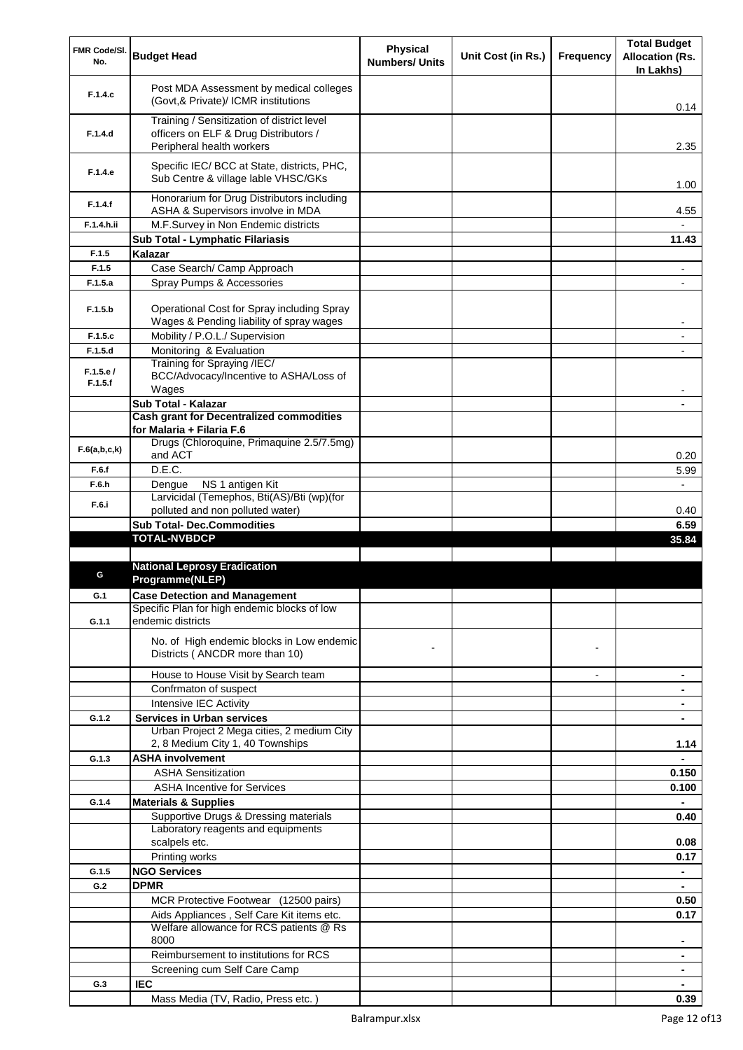| FMR Code/Sl. No. | Budget Head | Physical Numbers/ Units | Unit Cost (in Rs.) | Frequency | Total Budget Allocation (Rs. In Lakhs) |
|---|---|---|---|---|---|
| F.1.4.c | Post MDA Assessment by medical colleges (Govt,& Private)/ ICMR institutions | | | | 0.14 |
| F.1.4.d | Training / Sensitization of district level officers on ELF & Drug Distributors / Peripheral health workers | | | | 2.35 |
| F.1.4.e | Specific IEC/ BCC at State, districts, PHC, Sub Centre & village lable VHSC/GKs | | | | 1.00 |
| F.1.4.f | Honorarium for Drug Distributors including ASHA & Supervisors involve in MDA | | | | 4.55 |
| F.1.4.h.ii | M.F.Survey in Non Endemic districts | | | | - |
| | **Sub Total - Lymphatic Filariasis** | | | | **11.43** |
| F.1.5 | **Kalazar** | | | | |
| F.1.5 | Case Search/ Camp Approach | | | | - |
| F.1.5.a | Spray Pumps & Accessories | | | | - |
| F.1.5.b | Operational Cost for Spray including Spray Wages & Pending liability of spray wages | | | | - |
| F.1.5.c | Mobility / P.O.L./ Supervision | | | | - |
| F.1.5.d | Monitoring & Evaluation | | | | - |
| F.1.5.e / F.1.5.f | Training for Spraying /IEC/ BCC/Advocacy/Incentive to ASHA/Loss of Wages | | | | - |
| | **Sub Total - Kalazar** | | | | **-** |
| | **Cash grant for Decentralized commodities for Malaria + Filaria F.6** | | | | |
| F.6(a,b,c,k) | Drugs (Chloroquine, Primaquine 2.5/7.5mg) and ACT | | | | 0.20 |
| F.6.f | D.E.C. | | | | 5.99 |
| F.6.h | Dengue NS 1 antigen Kit | | | | - |
| F.6.i | Larvicidal (Temephos, Bti(AS)/Bti (wp)(for polluted and non polluted water) | | | | 0.40 |
| | **Sub Total- Dec.Commodities** | | | | **6.59** |
| | **TOTAL-NVBDCP** | | | | **35.84** |
| | | | | | |
| G | **National Leprosy Eradication Programme(NLEP)** | | | | |
| G.1 | **Case Detection and Management** | | | | |
| G.1.1 | Specific Plan for high endemic blocks of low endemic districts | | | | |
| | No. of High endemic blocks in Low endemic Districts ( ANCDR more than 10) | - | | - | |
| | House to House Visit by Search team | | | - | - |
| | Confrmaton of suspect | | | | - |
| | Intensive IEC Activity | | | | - |
| G.1.2 | **Services in Urban services** | | | | - |
| | Urban Project 2 Mega cities, 2 medium City 2, 8 Medium City 1, 40 Townships | | | | 1.14 |
| G.1.3 | **ASHA involvement** | | | | - |
| | ASHA Sensitization | | | | 0.150 |
| | ASHA Incentive for Services | | | | 0.100 |
| G.1.4 | **Materials & Supplies** | | | | - |
| | Supportive Drugs & Dressing materials | | | | 0.40 |
| | Laboratory reagents and equipments scalpels etc. | | | | 0.08 |
| | Printing works | | | | 0.17 |
| G.1.5 | **NGO Services** | | | | - |
| G.2 | **DPMR** | | | | - |
| | MCR Protective Footwear (12500 pairs) | | | | 0.50 |
| | Aids Appliances , Self Care Kit items etc. | | | | 0.17 |
| | Welfare allowance for RCS patients @ Rs 8000 | | | | - |
| | Reimbursement to institutions for RCS | | | | - |
| | Screening cum Self Care Camp | | | | - |
| G.3 | **IEC** | | | | - |
| | Mass Media (TV, Radio, Press etc. ) | | | | 0.39 |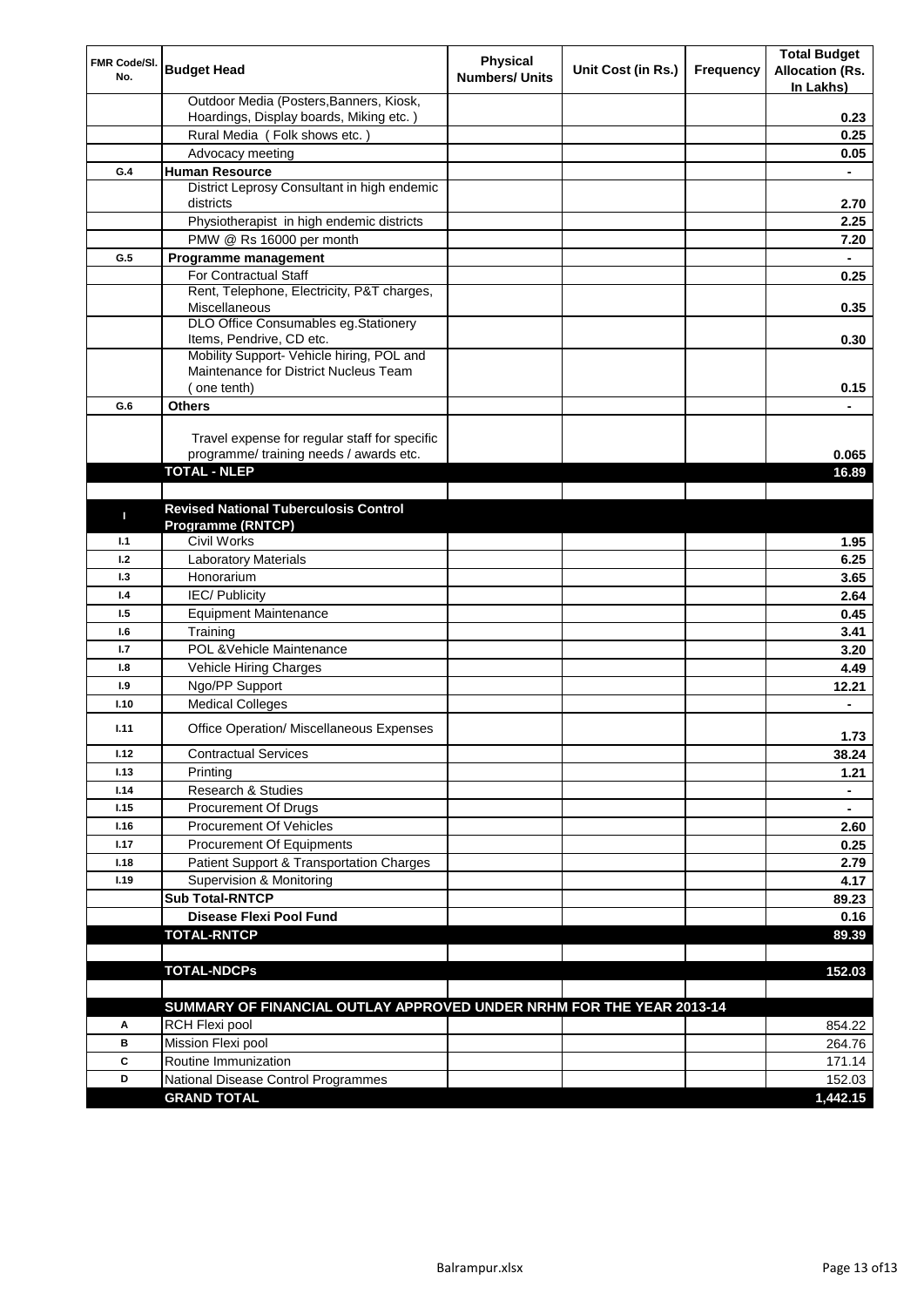| FMR Code/Sl. No. | Budget Head | Physical Numbers/ Units | Unit Cost (in Rs.) | Frequency | Total Budget Allocation (Rs. In Lakhs) |
|---|---|---|---|---|---|
| | Outdoor Media (Posters,Banners, Kiosk, Hoardings, Display boards, Miking etc. ) | | | | 0.23 |
| | Rural Media ( Folk shows etc. ) | | | | 0.25 |
| | Advocacy meeting | | | | 0.05 |
| G.4 | **Human Resource** | | | | - |
| | District Leprosy Consultant in high endemic districts | | | | 2.70 |
| | Physiotherapist in high endemic districts | | | | 2.25 |
| | PMW @ Rs 16000 per month | | | | 7.20 |
| G.5 | **Programme management** | | | | - |
| | For Contractual Staff | | | | 0.25 |
| | Rent, Telephone, Electricity, P&T charges, Miscellaneous | | | | 0.35 |
| | DLO Office Consumables eg.Stationery Items, Pendrive, CD etc. | | | | 0.30 |
| | Mobility Support- Vehicle hiring, POL and Maintenance for District Nucleus Team ( one tenth) | | | | 0.15 |
| G.6 | **Others** | | | | - |
| | Travel expense for regular staff for specific programme/ training needs / awards etc. | | | | 0.065 |
| | **TOTAL - NLEP** | | | | **16.89** |
| | | | | | |
| I | **Revised National Tuberculosis Control Programme (RNTCP)** | | | | |
| I.1 | Civil Works | | | | 1.95 |
| I.2 | Laboratory Materials | | | | 6.25 |
| I.3 | Honorarium | | | | 3.65 |
| I.4 | IEC/ Publicity | | | | 2.64 |
| I.5 | Equipment Maintenance | | | | 0.45 |
| I.6 | Training | | | | 3.41 |
| I.7 | POL &Vehicle Maintenance | | | | 3.20 |
| I.8 | Vehicle Hiring Charges | | | | 4.49 |
| I.9 | Ngo/PP Support | | | | 12.21 |
| I.10 | Medical Colleges | | | | - |
| I.11 | Office Operation/ Miscellaneous Expenses | | | | 1.73 |
| I.12 | Contractual Services | | | | 38.24 |
| I.13 | Printing | | | | 1.21 |
| I.14 | Research & Studies | | | | - |
| I.15 | Procurement Of Drugs | | | | - |
| I.16 | Procurement Of Vehicles | | | | 2.60 |
| I.17 | Procurement Of Equipments | | | | 0.25 |
| I.18 | Patient Support & Transportation Charges | | | | 2.79 |
| I.19 | Supervision & Monitoring | | | | 4.17 |
| | **Sub Total-RNTCP** | | | | **89.23** |
| | **Disease Flexi Pool Fund** | | | | **0.16** |
| | **TOTAL-RNTCP** | | | | **89.39** |
| | | | | | |
| | **TOTAL-NDCPs** | | | | **152.03** |
| | | | | | |
| | **SUMMARY OF FINANCIAL OUTLAY APPROVED UNDER NRHM FOR THE YEAR 2013-14** | | | | |
| A | RCH Flexi pool | | | | 854.22 |
| B | Mission Flexi pool | | | | 264.76 |
| C | Routine Immunization | | | | 171.14 |
| D | National Disease Control Programmes | | | | 152.03 |
| | **GRAND TOTAL** | | | | **1,442.15** |

Balrampur.xlsx